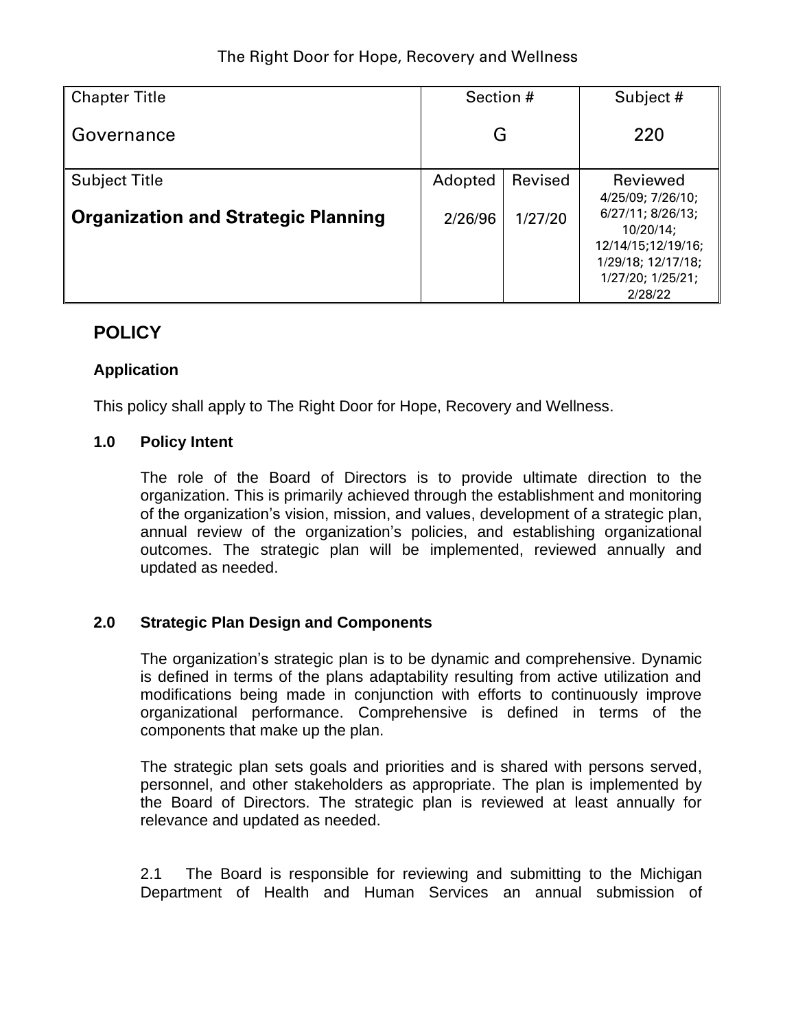The Right Door for Hope, Recovery and Wellness

| Chapter Title | Section # | | Subject # |
|---|---|---|---|
| Governance | G | | 220 |
| **Subject Title** | **Adopted** | **Revised** | **Reviewed** |
| **Organization and Strategic Planning** | 2/26/96 | 1/27/20 | 4/25/09; 7/26/10; 6/27/11; 8/26/13; 10/20/14; 12/14/15;12/19/16; 1/29/18; 12/17/18; 1/27/20; 1/25/21; 2/28/22 |

## POLICY

### Application

This policy shall apply to The Right Door for Hope, Recovery and Wellness.

### 1.0 Policy Intent

The role of the Board of Directors is to provide ultimate direction to the organization. This is primarily achieved through the establishment and monitoring of the organization's vision, mission, and values, development of a strategic plan, annual review of the organization's policies, and establishing organizational outcomes. The strategic plan will be implemented, reviewed annually and updated as needed.

### 2.0 Strategic Plan Design and Components

The organization's strategic plan is to be dynamic and comprehensive. Dynamic is defined in terms of the plans adaptability resulting from active utilization and modifications being made in conjunction with efforts to continuously improve organizational performance. Comprehensive is defined in terms of the components that make up the plan.

The strategic plan sets goals and priorities and is shared with persons served, personnel, and other stakeholders as appropriate. The plan is implemented by the Board of Directors. The strategic plan is reviewed at least annually for relevance and updated as needed.

2.1 The Board is responsible for reviewing and submitting to the Michigan Department of Health and Human Services an annual submission of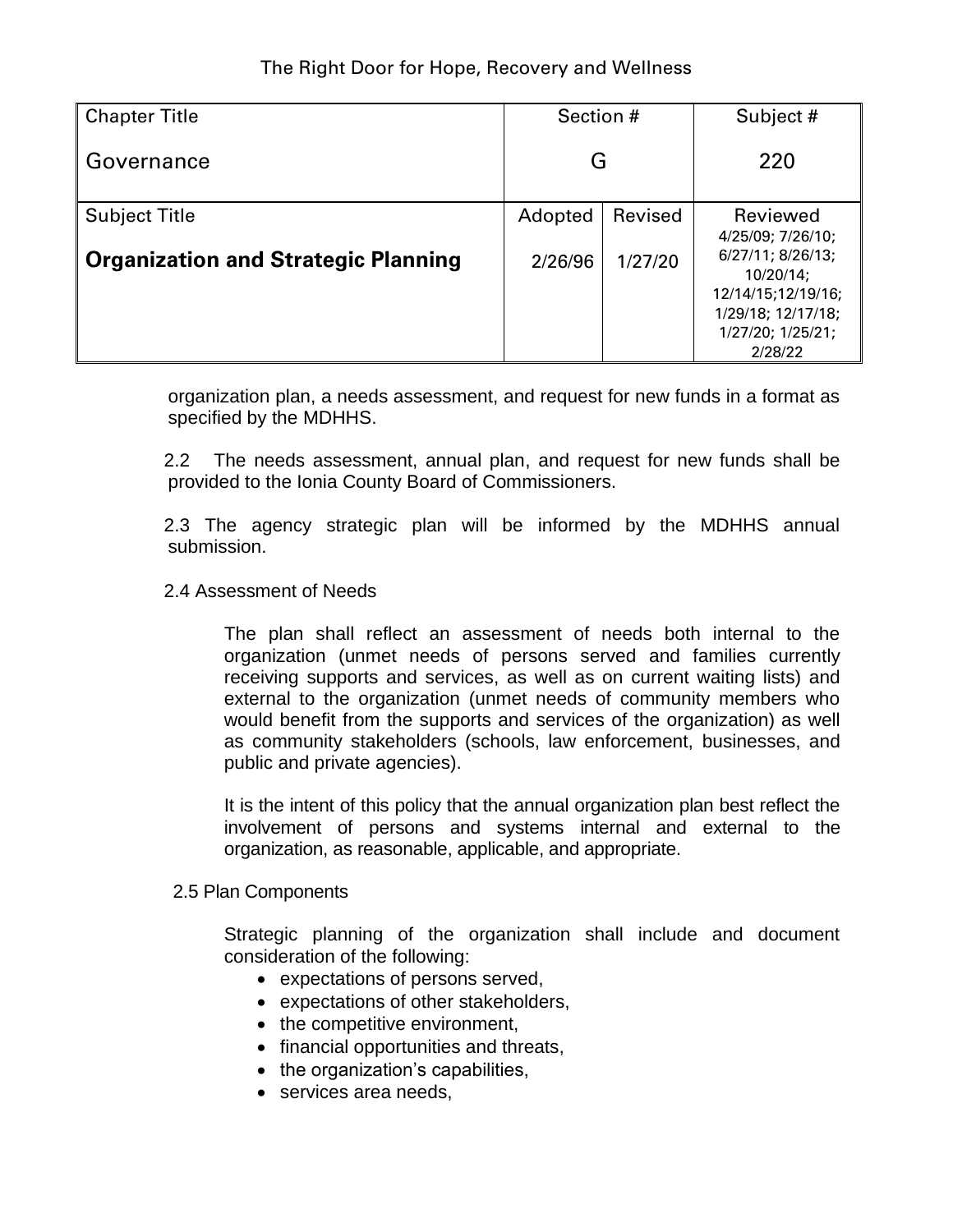The Right Door for Hope, Recovery and Wellness

| Chapter Title | Section # | | Subject # |
|---|---|---|---|
| Governance | G | | 220 |
| Subject Title | Adopted | Revised | Reviewed |
| **Organization and Strategic Planning** | 2/26/96 | 1/27/20 | 4/25/09; 7/26/10; 6/27/11; 8/26/13; 10/20/14; 12/14/15;12/19/16; 1/29/18; 12/17/18; 1/27/20; 1/25/21; 2/28/22 |

organization plan, a needs assessment, and request for new funds in a format as specified by the MDHHS.

2.2 The needs assessment, annual plan, and request for new funds shall be provided to the Ionia County Board of Commissioners.

2.3 The agency strategic plan will be informed by the MDHHS annual submission.

2.4 Assessment of Needs

The plan shall reflect an assessment of needs both internal to the organization (unmet needs of persons served and families currently receiving supports and services, as well as on current waiting lists) and external to the organization (unmet needs of community members who would benefit from the supports and services of the organization) as well as community stakeholders (schools, law enforcement, businesses, and public and private agencies).

It is the intent of this policy that the annual organization plan best reflect the involvement of persons and systems internal and external to the organization, as reasonable, applicable, and appropriate.

2.5 Plan Components

Strategic planning of the organization shall include and document consideration of the following:

- expectations of persons served,
- expectations of other stakeholders,
- the competitive environment,
- financial opportunities and threats,
- the organization's capabilities,
- services area needs,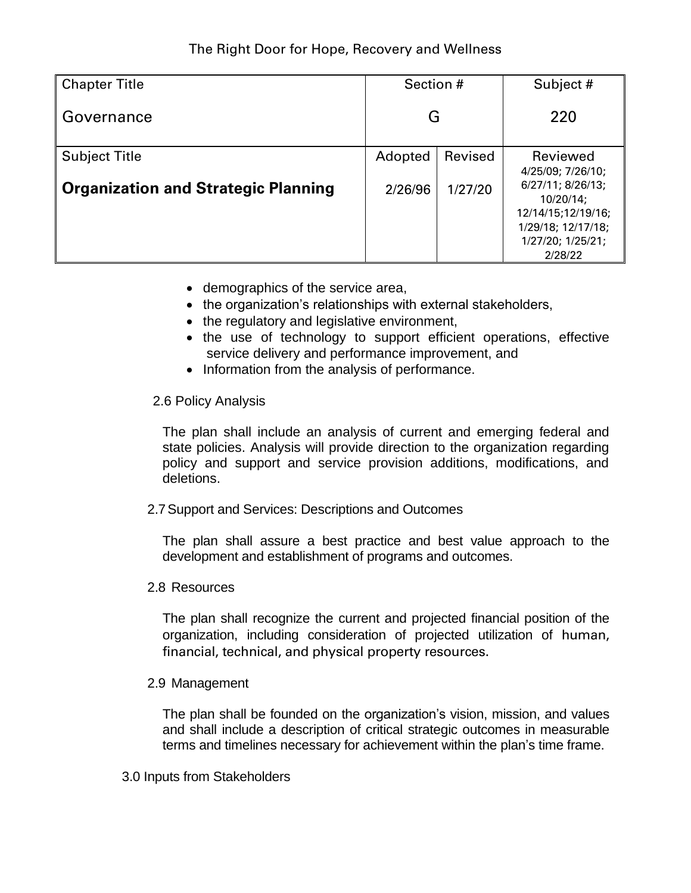| Chapter Title | Section # | | Subject # |
|---|---|---|---|
| Governance | G | | 220 |
| Subject Title | Adopted | Revised | Reviewed |
| **Organization and Strategic Planning** | 2/26/96 | 1/27/20 | 4/25/09; 7/26/10; 6/27/11; 8/26/13; 10/20/14; 12/14/15;12/19/16; 1/29/18; 12/17/18; 1/27/20; 1/25/21; 2/28/22 |

- demographics of the service area,
- the organization's relationships with external stakeholders,
- the regulatory and legislative environment,
- the use of technology to support efficient operations, effective service delivery and performance improvement, and
- Information from the analysis of performance.

2.6 Policy Analysis

The plan shall include an analysis of current and emerging federal and state policies. Analysis will provide direction to the organization regarding policy and support and service provision additions, modifications, and deletions.

2.7 Support and Services: Descriptions and Outcomes

The plan shall assure a best practice and best value approach to the development and establishment of programs and outcomes.

2.8 Resources

The plan shall recognize the current and projected financial position of the organization, including consideration of projected utilization of human, financial, technical, and physical property resources.

2.9 Management

The plan shall be founded on the organization's vision, mission, and values and shall include a description of critical strategic outcomes in measurable terms and timelines necessary for achievement within the plan's time frame.

3.0 Inputs from Stakeholders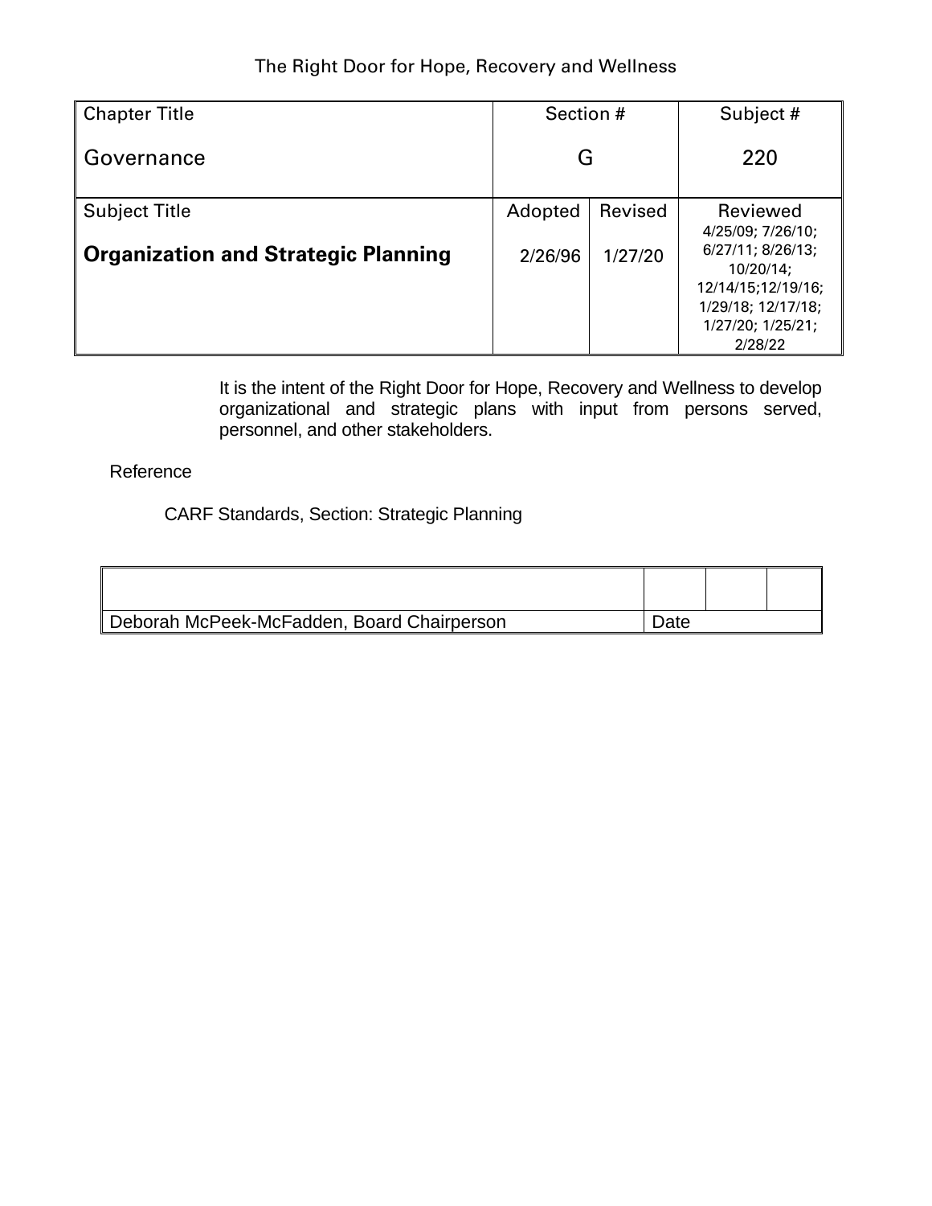The Right Door for Hope, Recovery and Wellness

| Chapter Title | Section # | | Subject # |
|---|---|---|---|
| Governance | G | | 220 |
| **Subject Title** | **Adopted** | **Revised** | **Reviewed** |
| **Organization and Strategic Planning** | 2/26/96 | 1/27/20 | 4/25/09; 7/26/10; 6/27/11; 8/26/13; 10/20/14; 12/14/15;12/19/16; 1/29/18; 12/17/18; 1/27/20; 1/25/21; 2/28/22 |

It is the intent of the Right Door for Hope, Recovery and Wellness to develop organizational and strategic plans with input from persons served, personnel, and other stakeholders.

Reference

CARF Standards, Section: Strategic Planning

| | | | |
|---|---|---|---|
| | | | |
| Deborah McPeek-McFadden, Board Chairperson | Date | | |